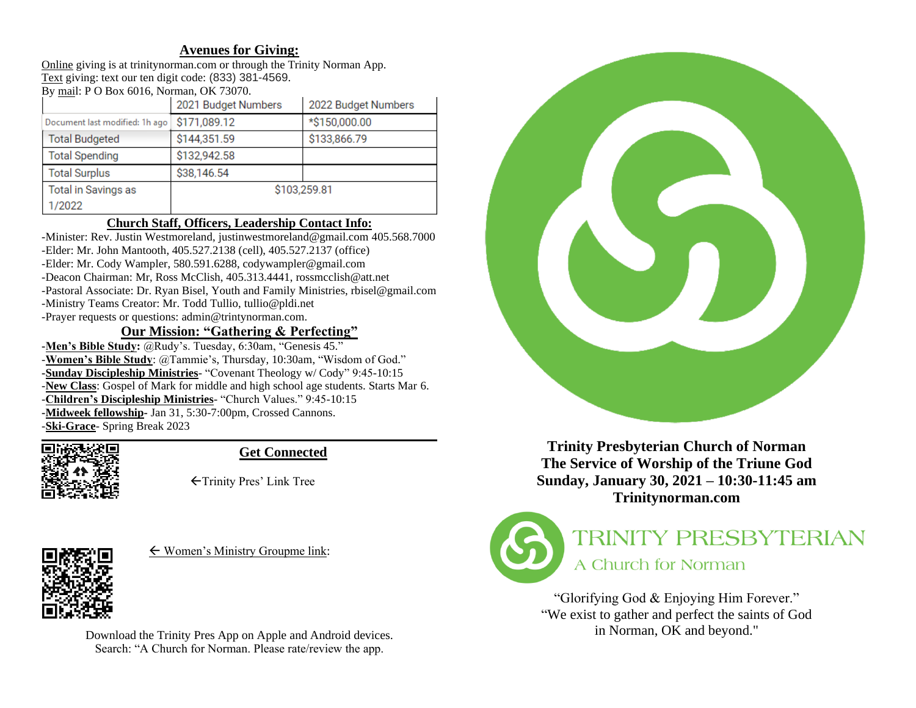## Avenues for Giving:

Online giving is at trinitynorman.com or through the Trinity Norman App.
Text giving: text our ten digit code: (833) 381-4569.
By mail: P O Box 6016, Norman, OK 73070.

| | 2021 Budget Numbers | 2022 Budget Numbers |
|---|---|---|
| Document last modified: 1h ago | $171,089.12 | *$150,000.00 |
| Total Budgeted | $144,351.59 | $133,866.79 |
| Total Spending | $132,942.58 | |
| Total Surplus | $38,146.54 | |
| Total in Savings as 1/2022 | $103,259.81 | |

## Church Staff, Officers, Leadership Contact Info:

-Minister: Rev. Justin Westmoreland, justinwestmoreland@gmail.com 405.568.7000
-Elder: Mr. John Mantooth, 405.527.2138 (cell), 405.527.2137 (office)
-Elder: Mr. Cody Wampler, 580.591.6288, codywampler@gmail.com
-Deacon Chairman: Mr, Ross McClish, 405.313.4441, rossmcclish@att.net
-Pastoral Associate: Dr. Ryan Bisel, Youth and Family Ministries, rbisel@gmail.com
-Ministry Teams Creator: Mr. Todd Tullio, tullio@pldi.net
-Prayer requests or questions: admin@trintynorman.com.

## Our Mission: "Gathering & Perfecting"

-**Men's Bible Study:** @Rudy's. Tuesday, 6:30am, "Genesis 45."
-**Women's Bible Study**: @Tammie's, Thursday, 10:30am, "Wisdom of God."
-**Sunday Discipleship Ministries**- "Covenant Theology w/ Cody" 9:45-10:15
-**New Class**: Gospel of Mark for middle and high school age students. Starts Mar 6.
-**Children's Discipleship Ministries**- "Church Values." 9:45-10:15
-**Midweek fellowship**- Jan 31, 5:30-7:00pm, Crossed Cannons.
-**Ski-Grace**- Spring Break 2023

## Get Connected

←Trinity Pres' Link Tree

← Women's Ministry Groupme link:

Download the Trinity Pres App on Apple and Android devices.
Search: "A Church for Norman. Please rate/review the app.

**Trinity Presbyterian Church of Norman**
**The Service of Worship of the Triune God**
**Sunday, January 30, 2021 – 10:30-11:45 am**
**Trinitynorman.com**

TRINITY PRESBYTERIAN
A Church for Norman

"Glorifying God & Enjoying Him Forever."
"We exist to gather and perfect the saints of God in Norman, OK and beyond."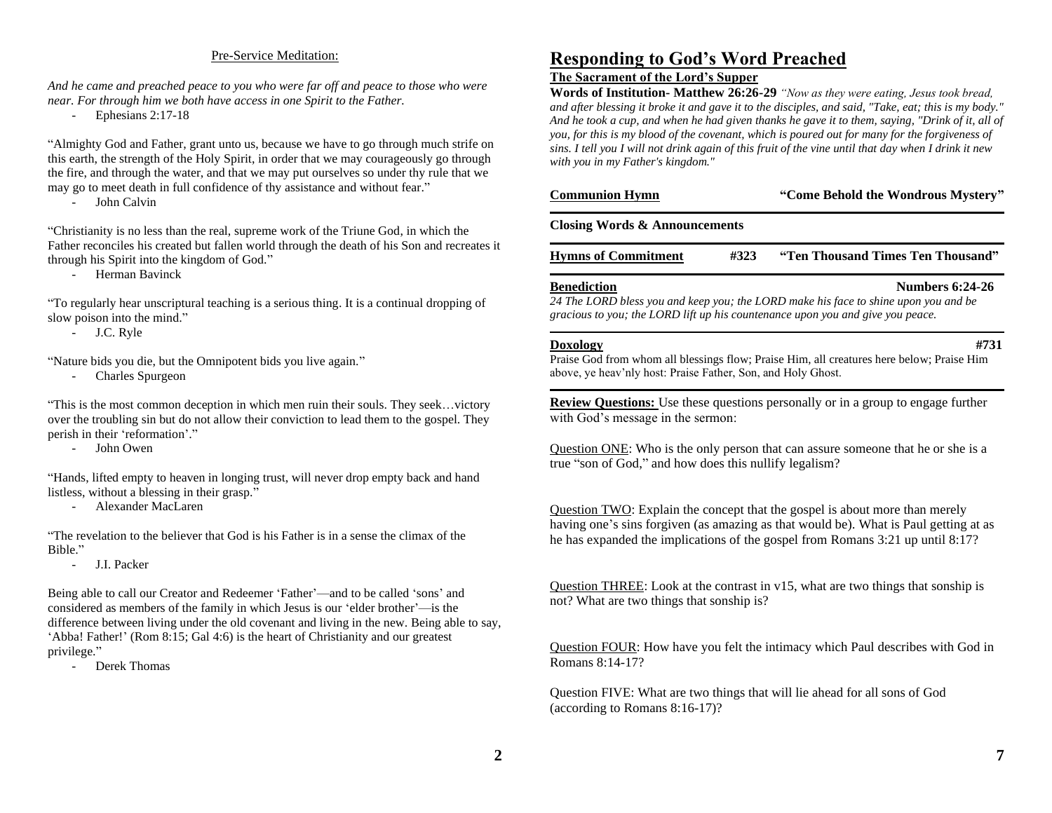Pre-Service Meditation:

*And he came and preached peace to you who were far off and peace to those who were near. For through him we both have access in one Spirit to the Father.*

- Ephesians 2:17-18

"Almighty God and Father, grant unto us, because we have to go through much strife on this earth, the strength of the Holy Spirit, in order that we may courageously go through the fire, and through the water, and that we may put ourselves so under thy rule that we may go to meet death in full confidence of thy assistance and without fear."

- John Calvin

"Christianity is no less than the real, supreme work of the Triune God, in which the Father reconciles his created but fallen world through the death of his Son and recreates it through his Spirit into the kingdom of God."

- Herman Bavinck

"To regularly hear unscriptural teaching is a serious thing. It is a continual dropping of slow poison into the mind."

- J.C. Ryle

"Nature bids you die, but the Omnipotent bids you live again."

- Charles Spurgeon

"This is the most common deception in which men ruin their souls. They seek…victory over the troubling sin but do not allow their conviction to lead them to the gospel. They perish in their 'reformation'."

- John Owen

"Hands, lifted empty to heaven in longing trust, will never drop empty back and hand listless, without a blessing in their grasp."

- Alexander MacLaren

"The revelation to the believer that God is his Father is in a sense the climax of the Bible."

- J.I. Packer

Being able to call our Creator and Redeemer 'Father'—and to be called 'sons' and considered as members of the family in which Jesus is our 'elder brother'—is the difference between living under the old covenant and living in the new. Being able to say, 'Abba! Father!' (Rom 8:15; Gal 4:6) is the heart of Christianity and our greatest privilege."

- Derek Thomas

# Responding to God's Word Preached

**The Sacrament of the Lord's Supper**

**Words of Institution- Matthew 26:26-29** *"Now as they were eating, Jesus took bread, and after blessing it broke it and gave it to the disciples, and said, "Take, eat; this is my body." And he took a cup, and when he had given thanks he gave it to them, saying, "Drink of it, all of you, for this is my blood of the covenant, which is poured out for many for the forgiveness of sins. I tell you I will not drink again of this fruit of the vine until that day when I drink it new with you in my Father's kingdom."*

**Communion Hymn** — **"Come Behold the Wondrous Mystery"**

**Closing Words & Announcements**

**Hymns of Commitment** — **#323** — **"Ten Thousand Times Ten Thousand"**

**Benediction** — **Numbers 6:24-26**

*24 The LORD bless you and keep you; the LORD make his face to shine upon you and be gracious to you; the LORD lift up his countenance upon you and give you peace.*

**Doxology** — **#731**

Praise God from whom all blessings flow; Praise Him, all creatures here below; Praise Him above, ye heav'nly host: Praise Father, Son, and Holy Ghost.

**Review Questions:** Use these questions personally or in a group to engage further with God's message in the sermon:

Question ONE: Who is the only person that can assure someone that he or she is a true "son of God," and how does this nullify legalism?

Question TWO: Explain the concept that the gospel is about more than merely having one's sins forgiven (as amazing as that would be). What is Paul getting at as he has expanded the implications of the gospel from Romans 3:21 up until 8:17?

Question THREE: Look at the contrast in v15, what are two things that sonship is not? What are two things that sonship is?

Question FOUR: How have you felt the intimacy which Paul describes with God in Romans 8:14-17?

Question FIVE: What are two things that will lie ahead for all sons of God (according to Romans 8:16-17)?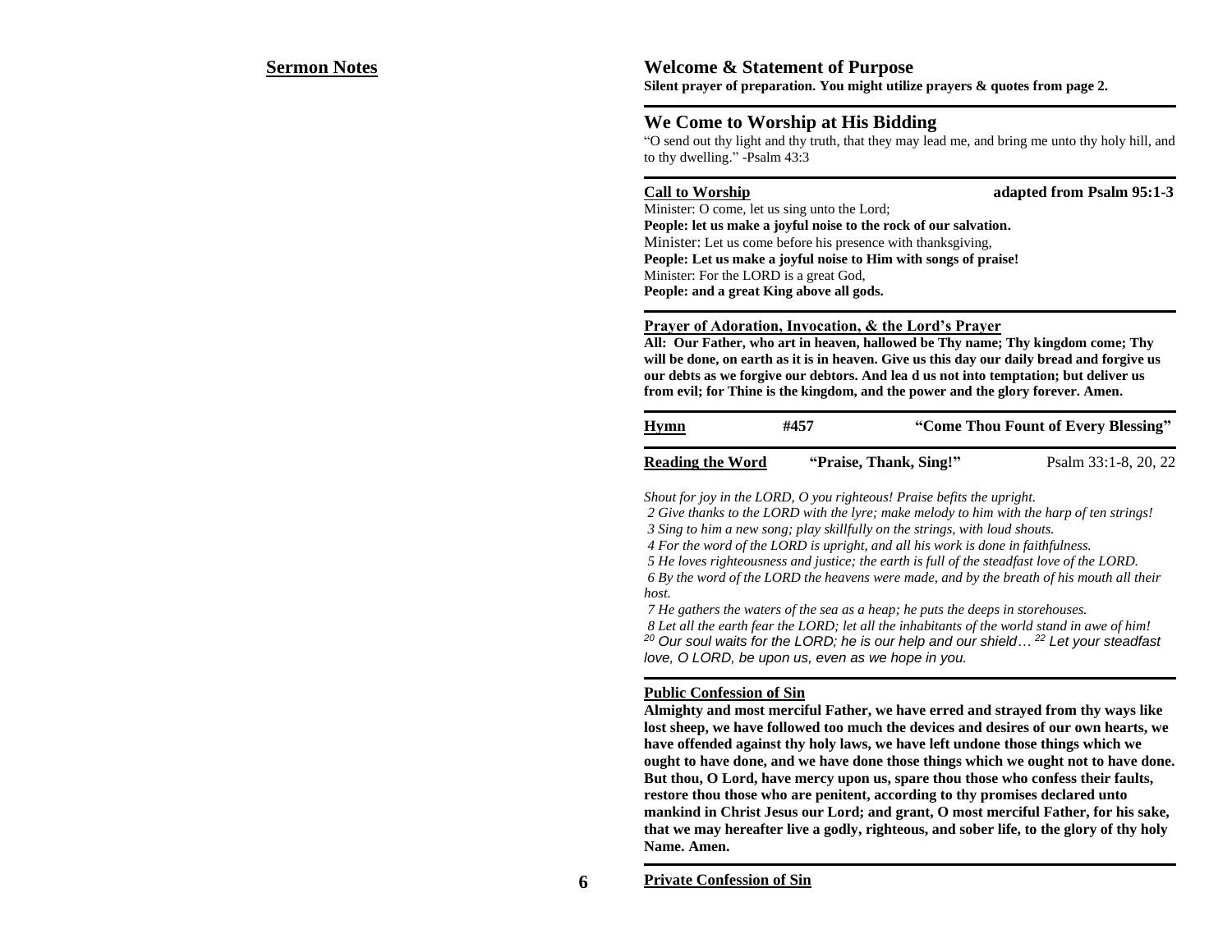**Sermon Notes**

## Welcome & Statement of Purpose

**Silent prayer of preparation. You might utilize prayers & quotes from page 2.**

## We Come to Worship at His Bidding

"O send out thy light and thy truth, that they may lead me, and bring me unto thy holy hill, and to thy dwelling." -Psalm 43:3

**Call to Worship** — **adapted from Psalm 95:1-3**

Minister: O come, let us sing unto the Lord;
**People: let us make a joyful noise to the rock of our salvation.**
Minister: Let us come before his presence with thanksgiving,
**People: Let us make a joyful noise to Him with songs of praise!**
Minister: For the LORD is a great God,
**People: and a great King above all gods.**

**Prayer of Adoration, Invocation, & the Lord's Prayer**

**All: Our Father, who art in heaven, hallowed be Thy name; Thy kingdom come; Thy will be done, on earth as it is in heaven. Give us this day our daily bread and forgive us our debts as we forgive our debtors. And lea d us not into temptation; but deliver us from evil; for Thine is the kingdom, and the power and the glory forever. Amen.**

**Hymn** — **#457** — **"Come Thou Fount of Every Blessing"**

**Reading the Word** — **"Praise, Thank, Sing!"** — Psalm 33:1-8, 20, 22

*Shout for joy in the LORD, O you righteous! Praise befits the upright.*
*2 Give thanks to the LORD with the lyre; make melody to him with the harp of ten strings!*
*3 Sing to him a new song; play skillfully on the strings, with loud shouts.*
*4 For the word of the LORD is upright, and all his work is done in faithfulness.*
*5 He loves righteousness and justice; the earth is full of the steadfast love of the LORD.*
*6 By the word of the LORD the heavens were made, and by the breath of his mouth all their host.*
*7 He gathers the waters of the sea as a heap; he puts the deeps in storehouses.*
*8 Let all the earth fear the LORD; let all the inhabitants of the world stand in awe of him!*
*20 Our soul waits for the LORD; he is our help and our shield… 22 Let your steadfast love, O LORD, be upon us, even as we hope in you.*

**Public Confession of Sin**

**Almighty and most merciful Father, we have erred and strayed from thy ways like lost sheep, we have followed too much the devices and desires of our own hearts, we have offended against thy holy laws, we have left undone those things which we ought to have done, and we have done those things which we ought not to have done. But thou, O Lord, have mercy upon us, spare thou those who confess their faults, restore thou those who are penitent, according to thy promises declared unto mankind in Christ Jesus our Lord; and grant, O most merciful Father, for his sake, that we may hereafter live a godly, righteous, and sober life, to the glory of thy holy Name. Amen.**

**Private Confession of Sin**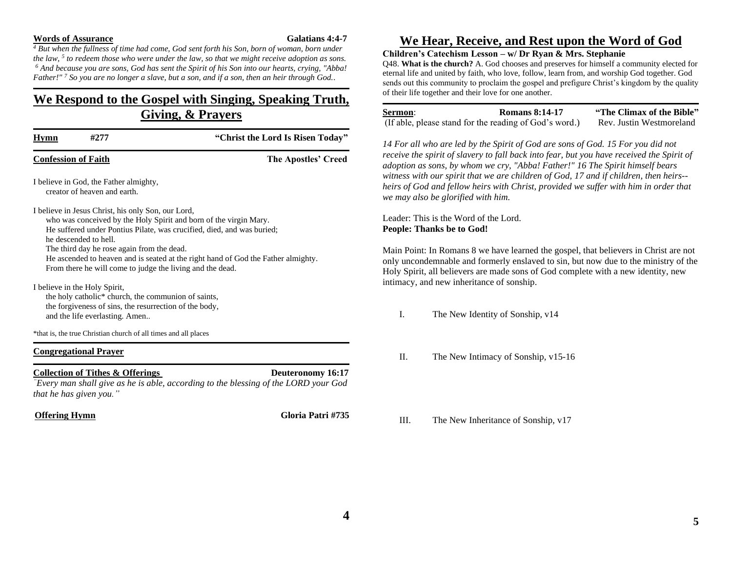**Words of Assurance** **Galatians 4:4-7**

*[4] But when the fullness of time had come, God sent forth his Son, born of woman, born under the law, [5] to redeem those who were under the law, so that we might receive adoption as sons. [6] And because you are sons, God has sent the Spirit of his Son into our hearts, crying, "Abba! Father!" [7] So you are no longer a slave, but a son, and if a son, then an heir through God..*

## We Respond to the Gospel with Singing, Speaking Truth, Giving, & Prayers

**Hymn** **#277** **"Christ the Lord Is Risen Today"**

**Confession of Faith** **The Apostles' Creed**

I believe in God, the Father almighty,
creator of heaven and earth.

I believe in Jesus Christ, his only Son, our Lord,
who was conceived by the Holy Spirit and born of the virgin Mary.
He suffered under Pontius Pilate, was crucified, died, and was buried;
he descended to hell.
The third day he rose again from the dead.
He ascended to heaven and is seated at the right hand of God the Father almighty.
From there he will come to judge the living and the dead.

I believe in the Holy Spirit,
the holy catholic* church, the communion of saints,
the forgiveness of sins, the resurrection of the body,
and the life everlasting. Amen..

*that is, the true Christian church of all times and all places

**Congregational Prayer**

**Collection of Tithes & Offerings** **Deuteronomy 16:17**

*"Every man shall give as he is able, according to the blessing of the LORD your God that he has given you."*

**Offering Hymn** **Gloria Patri #735**

## We Hear, Receive, and Rest upon the Word of God

**Children's Catechism Lesson – w/ Dr Ryan & Mrs. Stephanie**

Q48. **What is the church?** A. God chooses and preserves for himself a community elected for eternal life and united by faith, who love, follow, learn from, and worship God together. God sends out this community to proclaim the gospel and prefigure Christ's kingdom by the quality of their life together and their love for one another.

**Sermon**: **Romans 8:14-17** **"The Climax of the Bible"**
(If able, please stand for the reading of God's word.) Rev. Justin Westmoreland

*14 For all who are led by the Spirit of God are sons of God. 15 For you did not receive the spirit of slavery to fall back into fear, but you have received the Spirit of adoption as sons, by whom we cry, "Abba! Father!" 16 The Spirit himself bears witness with our spirit that we are children of God, 17 and if children, then heirs--heirs of God and fellow heirs with Christ, provided we suffer with him in order that we may also be glorified with him.*

Leader: This is the Word of the Lord.
**People: Thanks be to God!**

Main Point: In Romans 8 we have learned the gospel, that believers in Christ are not only uncondemnable and formerly enslaved to sin, but now due to the ministry of the Holy Spirit, all believers are made sons of God complete with a new identity, new intimacy, and new inheritance of sonship.

I. The New Identity of Sonship, v14

II. The New Intimacy of Sonship, v15-16

III. The New Inheritance of Sonship, v17